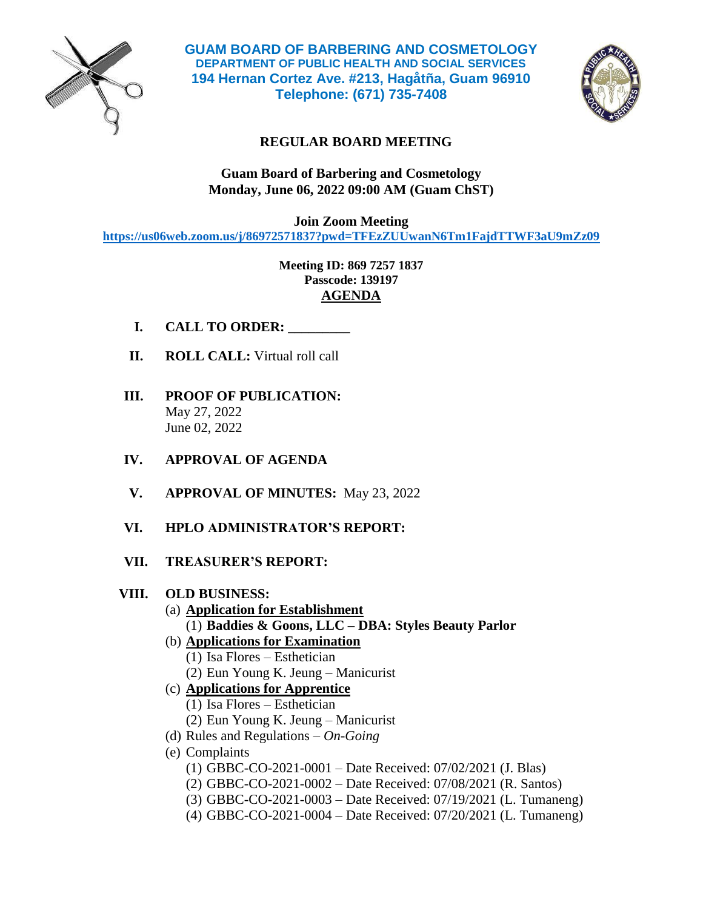# GUAM BOARD OF BARBERING AND COSMETOLOGY
**DEPARTMENT OF PUBLIC HEALTH AND SOCIAL SERVICES**
**194 Hernan Cortez Ave. #213, Hagåtña, Guam 96910**
**Telephone: (671) 735-7408**

## REGULAR BOARD MEETING

**Guam Board of Barbering and Cosmetology**
**Monday, June 06, 2022 09:00 AM (Guam ChST)**

**Join Zoom Meeting**
**https://us06web.zoom.us/j/86972571837?pwd=TFEzZUUwanN6Tm1FajdTTWF3aU9mZz09**

**Meeting ID: 869 7257 1837**
**Passcode: 139197**

## AGENDA

**I. CALL TO ORDER: _________**

**II. ROLL CALL:** Virtual roll call

**III. PROOF OF PUBLICATION:**
May 27, 2022
June 02, 2022

**IV. APPROVAL OF AGENDA**

**V. APPROVAL OF MINUTES:** May 23, 2022

**VI. HPLO ADMINISTRATOR'S REPORT:**

**VII. TREASURER'S REPORT:**

**VIII. OLD BUSINESS:**

(a) **Application for Establishment**
  (1) **Baddies & Goons, LLC – DBA: Styles Beauty Parlor**

(b) **Applications for Examination**
  (1) Isa Flores – Esthetician
  (2) Eun Young K. Jeung – Manicurist

(c) **Applications for Apprentice**
  (1) Isa Flores – Esthetician
  (2) Eun Young K. Jeung – Manicurist

(d) Rules and Regulations – *On-Going*

(e) Complaints
  (1) GBBC-CO-2021-0001 – Date Received: 07/02/2021 (J. Blas)
  (2) GBBC-CO-2021-0002 – Date Received: 07/08/2021 (R. Santos)
  (3) GBBC-CO-2021-0003 – Date Received: 07/19/2021 (L. Tumaneng)
  (4) GBBC-CO-2021-0004 – Date Received: 07/20/2021 (L. Tumaneng)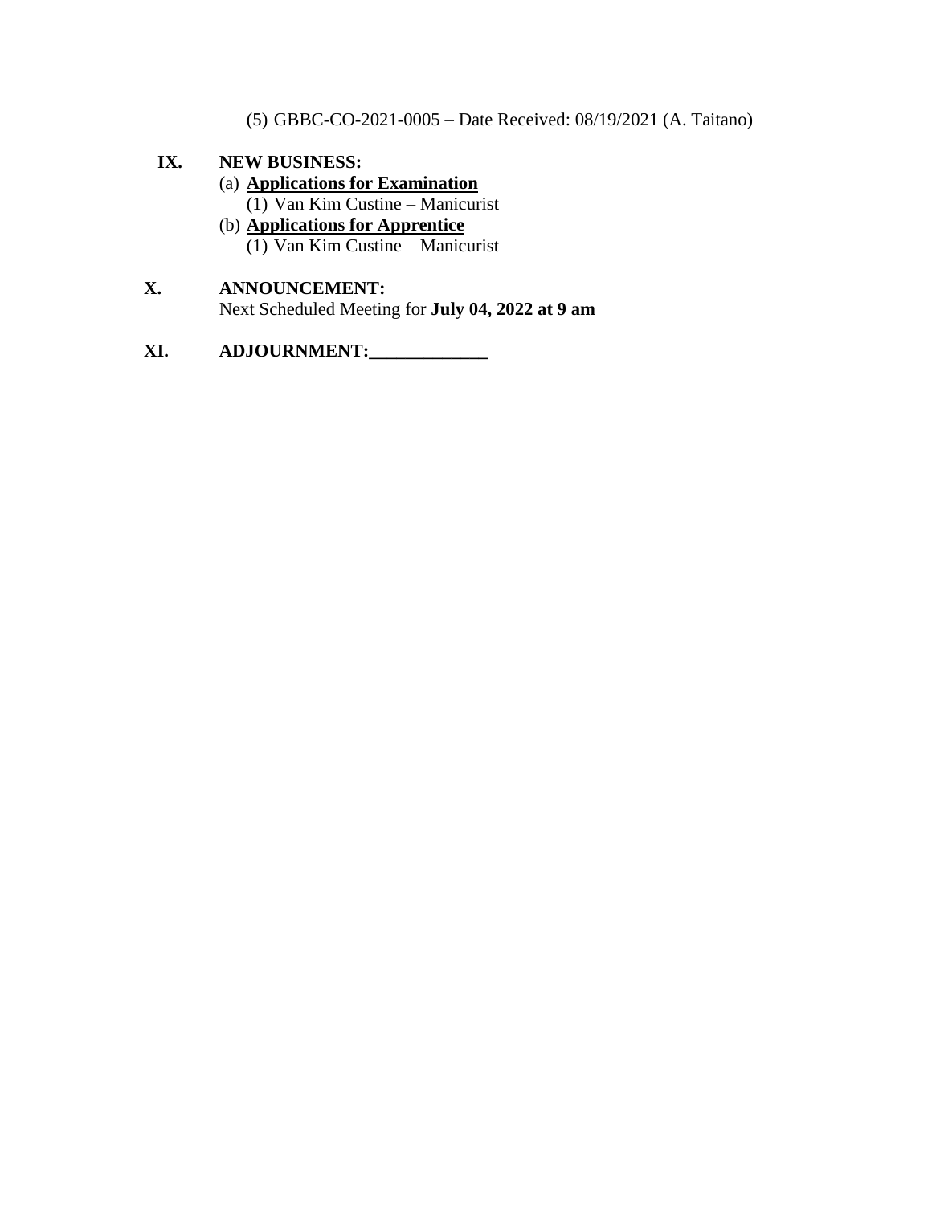(5) GBBC-CO-2021-0005 – Date Received: 08/19/2021 (A. Taitano)

**IX. NEW BUSINESS:**

(a) **Applications for Examination**

(1) Van Kim Custine – Manicurist

(b) **Applications for Apprentice**

(1) Van Kim Custine – Manicurist

**X. ANNOUNCEMENT:**

Next Scheduled Meeting for **July 04, 2022 at 9 am**

**XI. ADJOURNMENT:_____________**